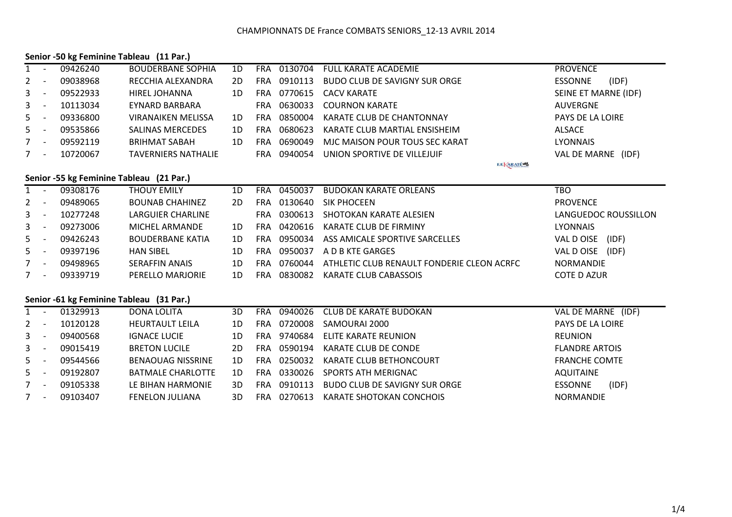CHAMPIONNATS DE France COMBATS SENIORS_12-13 AVRIL 2014

### Senior -50 kg Feminine Tableau (11 Par.)

| Rang | | Licence | Nom | Grade | Pays | Club N° | Club | Ligue |
|---|---|---|---|---|---|---|---|---|
| 1 | - | 09426240 | BOUDERBANE SOPHIA | 1D | FRA | 0130704 | FULL KARATE ACADEMIE | PROVENCE |
| 2 | - | 09038968 | RECCHIA ALEXANDRA | 2D | FRA | 0910113 | BUDO CLUB DE SAVIGNY SUR ORGE | ESSONNE (IDF) |
| 3 | - | 09522933 | HIREL JOHANNA | 1D | FRA | 0770615 | CACV KARATE | SEINE ET MARNE (IDF) |
| 3 | - | 10113034 | EYNARD BARBARA | | FRA | 0630033 | COURNON KARATE | AUVERGNE |
| 5 | - | 09336800 | VIRANAIKEN MELISSA | 1D | FRA | 0850004 | KARATE CLUB DE CHANTONNAY | PAYS DE LA LOIRE |
| 5 | - | 09535866 | SALINAS MERCEDES | 1D | FRA | 0680623 | KARATE CLUB MARTIAL ENSISHEIM | ALSACE |
| 7 | - | 09592119 | BRIHMAT SABAH | 1D | FRA | 0690049 | MJC MAISON POUR TOUS SEC KARAT | LYONNAIS |
| 7 | - | 10720067 | TAVERNIERS NATHALIE | | FRA | 0940054 | UNION SPORTIVE DE VILLEJUIF | VAL DE MARNE (IDF) |

### Senior -55 kg Feminine Tableau (21 Par.)

| Rang | | Licence | Nom | Grade | Pays | Club N° | Club | Ligue |
|---|---|---|---|---|---|---|---|---|
| 1 | - | 09308176 | THOUY EMILY | 1D | FRA | 0450037 | BUDOKAN KARATE ORLEANS | TBO |
| 2 | - | 09489065 | BOUNAB CHAHINEZ | 2D | FRA | 0130640 | SIK PHOCEEN | PROVENCE |
| 3 | - | 10277248 | LARGUIER CHARLINE | | FRA | 0300613 | SHOTOKAN KARATE ALESIEN | LANGUEDOC ROUSSILLON |
| 3 | - | 09273006 | MICHEL ARMANDE | 1D | FRA | 0420616 | KARATE CLUB DE FIRMINY | LYONNAIS |
| 5 | - | 09426243 | BOUDERBANE KATIA | 1D | FRA | 0950034 | ASS AMICALE SPORTIVE SARCELLES | VAL D OISE (IDF) |
| 5 | - | 09397196 | HAN SIBEL | 1D | FRA | 0950037 | A D B KTE GARGES | VAL D OISE (IDF) |
| 7 | - | 09498965 | SERAFFIN ANAIS | 1D | FRA | 0760044 | ATHLETIC CLUB RENAULT FONDERIE CLEON ACRFC | NORMANDIE |
| 7 | - | 09339719 | PERELLO MARJORIE | 1D | FRA | 0830082 | KARATE CLUB CABASSOIS | COTE D AZUR |

### Senior -61 kg Feminine Tableau (31 Par.)

| Rang | | Licence | Nom | Grade | Pays | Club N° | Club | Ligue |
|---|---|---|---|---|---|---|---|---|
| 1 | - | 01329913 | DONA LOLITA | 3D | FRA | 0940026 | CLUB DE KARATE BUDOKAN | VAL DE MARNE (IDF) |
| 2 | - | 10120128 | HEURTAULT LEILA | 1D | FRA | 0720008 | SAMOURAI 2000 | PAYS DE LA LOIRE |
| 3 | - | 09400568 | IGNACE LUCIE | 1D | FRA | 9740684 | ELITE KARATE REUNION | REUNION |
| 3 | - | 09015419 | BRETON LUCILE | 2D | FRA | 0590194 | KARATE CLUB DE CONDE | FLANDRE ARTOIS |
| 5 | - | 09544566 | BENAOUAG NISSRINE | 1D | FRA | 0250032 | KARATE CLUB BETHONCOURT | FRANCHE COMTE |
| 5 | - | 09192807 | BATMALE CHARLOTTE | 1D | FRA | 0330026 | SPORTS ATH MERIGNAC | AQUITAINE |
| 7 | - | 09105338 | LE BIHAN HARMONIE | 3D | FRA | 0910113 | BUDO CLUB DE SAVIGNY SUR ORGE | ESSONNE (IDF) |
| 7 | - | 09103407 | FENELON JULIANA | 3D | FRA | 0270613 | KARATE SHOTOKAN CONCHOIS | NORMANDIE |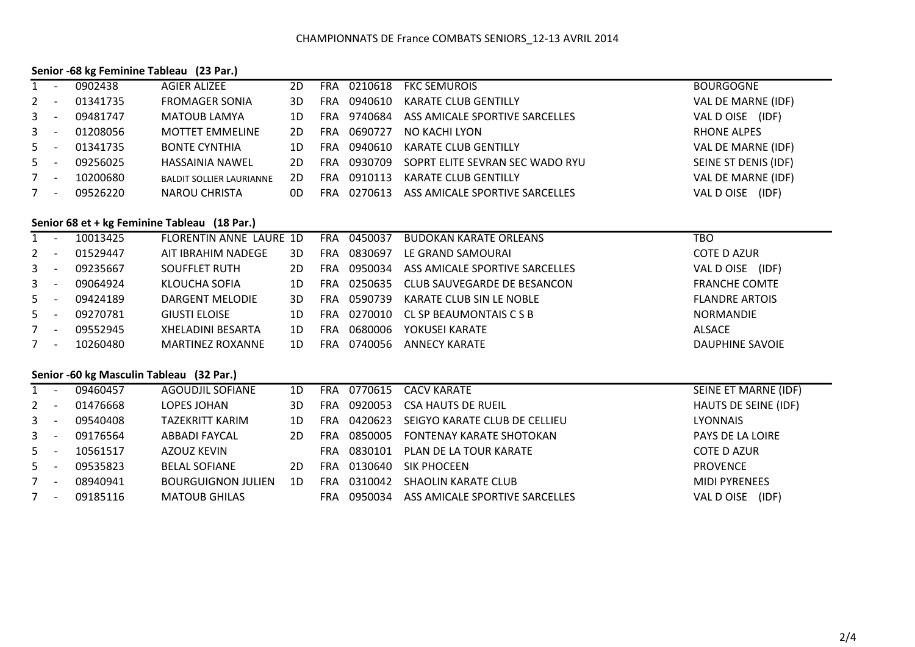CHAMPIONNATS DE France COMBATS SENIORS_12-13 AVRIL 2014

### Senior -68 kg Feminine Tableau (23 Par.)

| | | | | | | | | |
|---|---|---|---|---|---|---|---|---|
| 1 | - | 0902438 | AGIER ALIZEE | 2D | FRA | 0210618 | FKC SEMUROIS | BOURGOGNE |
| 2 | - | 01341735 | FROMAGER SONIA | 3D | FRA | 0940610 | KARATE CLUB GENTILLY | VAL DE MARNE (IDF) |
| 3 | - | 09481747 | MATOUB LAMYA | 1D | FRA | 9740684 | ASS AMICALE SPORTIVE SARCELLES | VAL D OISE (IDF) |
| 3 | - | 01208056 | MOTTET EMMELINE | 2D | FRA | 0690727 | NO KACHI LYON | RHONE ALPES |
| 5 | - | 01341735 | BONTE CYNTHIA | 1D | FRA | 0940610 | KARATE CLUB GENTILLY | VAL DE MARNE (IDF) |
| 5 | - | 09256025 | HASSAINIA NAWEL | 2D | FRA | 0930709 | SOPRT ELITE SEVRAN SEC WADO RYU | SEINE ST DENIS (IDF) |
| 7 | - | 10200680 | BALDIT SOLLIER LAURIANNE | 2D | FRA | 0910113 | KARATE CLUB GENTILLY | VAL DE MARNE (IDF) |
| 7 | - | 09526220 | NAROU CHRISTA | 0D | FRA | 0270613 | ASS AMICALE SPORTIVE SARCELLES | VAL D OISE (IDF) |

### Senior 68 et + kg Feminine Tableau (18 Par.)

| | | | | | | | | |
|---|---|---|---|---|---|---|---|---|
| 1 | - | 10013425 | FLORENTIN ANNE LAURE | 1D | FRA | 0450037 | BUDOKAN KARATE ORLEANS | TBO |
| 2 | - | 01529447 | AIT IBRAHIM NADEGE | 3D | FRA | 0830697 | LE GRAND SAMOURAI | COTE D AZUR |
| 3 | - | 09235667 | SOUFFLET RUTH | 2D | FRA | 0950034 | ASS AMICALE SPORTIVE SARCELLES | VAL D OISE (IDF) |
| 3 | - | 09064924 | KLOUCHA SOFIA | 1D | FRA | 0250635 | CLUB SAUVEGARDE DE BESANCON | FRANCHE COMTE |
| 5 | - | 09424189 | DARGENT MELODIE | 3D | FRA | 0590739 | KARATE CLUB SIN LE NOBLE | FLANDRE ARTOIS |
| 5 | - | 09270781 | GIUSTI ELOISE | 1D | FRA | 0270010 | CL SP BEAUMONTAIS C S B | NORMANDIE |
| 7 | - | 09552945 | XHELADINI BESARTA | 1D | FRA | 0680006 | YOKUSEI KARATE | ALSACE |
| 7 | - | 10260480 | MARTINEZ ROXANNE | 1D | FRA | 0740056 | ANNECY KARATE | DAUPHINE SAVOIE |

### Senior -60 kg Masculin Tableau (32 Par.)

| | | | | | | | | |
|---|---|---|---|---|---|---|---|---|
| 1 | - | 09460457 | AGOUDJIL SOFIANE | 1D | FRA | 0770615 | CACV KARATE | SEINE ET MARNE (IDF) |
| 2 | - | 01476668 | LOPES JOHAN | 3D | FRA | 0920053 | CSA HAUTS DE RUEIL | HAUTS DE SEINE (IDF) |
| 3 | - | 09540408 | TAZEKRITT KARIM | 1D | FRA | 0420623 | SEIGYO KARATE CLUB DE CELLIEU | LYONNAIS |
| 3 | - | 09176564 | ABBADI FAYCAL | 2D | FRA | 0850005 | FONTENAY KARATE SHOTOKAN | PAYS DE LA LOIRE |
| 5 | - | 10561517 | AZOUZ KEVIN | | FRA | 0830101 | PLAN DE LA TOUR KARATE | COTE D AZUR |
| 5 | - | 09535823 | BELAL SOFIANE | 2D | FRA | 0130640 | SIK PHOCEEN | PROVENCE |
| 7 | - | 08940941 | BOURGUIGNON JULIEN | 1D | FRA | 0310042 | SHAOLIN KARATE CLUB | MIDI PYRENEES |
| 7 | - | 09185116 | MATOUB GHILAS | | FRA | 0950034 | ASS AMICALE SPORTIVE SARCELLES | VAL D OISE (IDF) |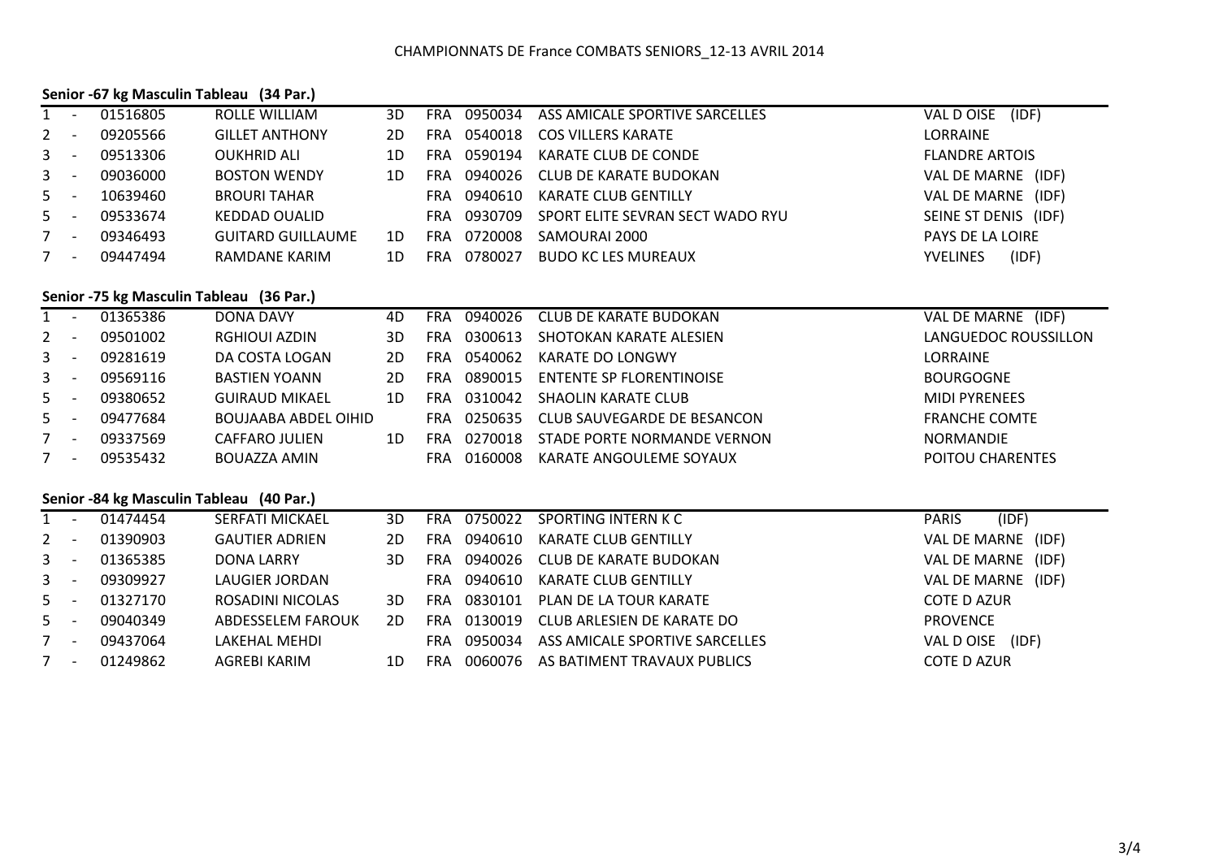CHAMPIONNATS DE France COMBATS SENIORS_12-13 AVRIL 2014

**Senior -67 kg Masculin Tableau (34 Par.)**

| | | | | | | | | |
|---|---|---|---|---|---|---|---|---|
| 1 | - | 01516805 | ROLLE WILLIAM | 3D | FRA | 0950034 | ASS AMICALE SPORTIVE SARCELLES | VAL D OISE (IDF) |
| 2 | - | 09205566 | GILLET ANTHONY | 2D | FRA | 0540018 | COS VILLERS KARATE | LORRAINE |
| 3 | - | 09513306 | OUKHRID ALI | 1D | FRA | 0590194 | KARATE CLUB DE CONDE | FLANDRE ARTOIS |
| 3 | - | 09036000 | BOSTON WENDY | 1D | FRA | 0940026 | CLUB DE KARATE BUDOKAN | VAL DE MARNE (IDF) |
| 5 | - | 10639460 | BROURI TAHAR | | FRA | 0940610 | KARATE CLUB GENTILLY | VAL DE MARNE (IDF) |
| 5 | - | 09533674 | KEDDAD OUALID | | FRA | 0930709 | SPORT ELITE SEVRAN SECT WADO RYU | SEINE ST DENIS (IDF) |
| 7 | - | 09346493 | GUITARD GUILLAUME | 1D | FRA | 0720008 | SAMOURAI 2000 | PAYS DE LA LOIRE |
| 7 | - | 09447494 | RAMDANE KARIM | 1D | FRA | 0780027 | BUDO KC LES MUREAUX | YVELINES (IDF) |

**Senior -75 kg Masculin Tableau (36 Par.)**

| | | | | | | | | |
|---|---|---|---|---|---|---|---|---|
| 1 | - | 01365386 | DONA DAVY | 4D | FRA | 0940026 | CLUB DE KARATE BUDOKAN | VAL DE MARNE (IDF) |
| 2 | - | 09501002 | RGHIOUI AZDIN | 3D | FRA | 0300613 | SHOTOKAN KARATE ALESIEN | LANGUEDOC ROUSSILLON |
| 3 | - | 09281619 | DA COSTA LOGAN | 2D | FRA | 0540062 | KARATE DO LONGWY | LORRAINE |
| 3 | - | 09569116 | BASTIEN YOANN | 2D | FRA | 0890015 | ENTENTE SP FLORENTINOISE | BOURGOGNE |
| 5 | - | 09380652 | GUIRAUD MIKAEL | 1D | FRA | 0310042 | SHAOLIN KARATE CLUB | MIDI PYRENEES |
| 5 | - | 09477684 | BOUJAABA ABDEL OIHID | | FRA | 0250635 | CLUB SAUVEGARDE DE BESANCON | FRANCHE COMTE |
| 7 | - | 09337569 | CAFFARO JULIEN | 1D | FRA | 0270018 | STADE PORTE NORMANDE VERNON | NORMANDIE |
| 7 | - | 09535432 | BOUAZZA AMIN | | FRA | 0160008 | KARATE ANGOULEME SOYAUX | POITOU CHARENTES |

**Senior -84 kg Masculin Tableau (40 Par.)**

| | | | | | | | | |
|---|---|---|---|---|---|---|---|---|
| 1 | - | 01474454 | SERFATI MICKAEL | 3D | FRA | 0750022 | SPORTING INTERN K C | PARIS (IDF) |
| 2 | - | 01390903 | GAUTIER ADRIEN | 2D | FRA | 0940610 | KARATE CLUB GENTILLY | VAL DE MARNE (IDF) |
| 3 | - | 01365385 | DONA LARRY | 3D | FRA | 0940026 | CLUB DE KARATE BUDOKAN | VAL DE MARNE (IDF) |
| 3 | - | 09309927 | LAUGIER JORDAN | | FRA | 0940610 | KARATE CLUB GENTILLY | VAL DE MARNE (IDF) |
| 5 | - | 01327170 | ROSADINI NICOLAS | 3D | FRA | 0830101 | PLAN DE LA TOUR KARATE | COTE D AZUR |
| 5 | - | 09040349 | ABDESSELEM FAROUK | 2D | FRA | 0130019 | CLUB ARLESIEN DE KARATE DO | PROVENCE |
| 7 | - | 09437064 | LAKEHAL MEHDI | | FRA | 0950034 | ASS AMICALE SPORTIVE SARCELLES | VAL D OISE (IDF) |
| 7 | - | 01249862 | AGREBI KARIM | 1D | FRA | 0060076 | AS BATIMENT TRAVAUX PUBLICS | COTE D AZUR |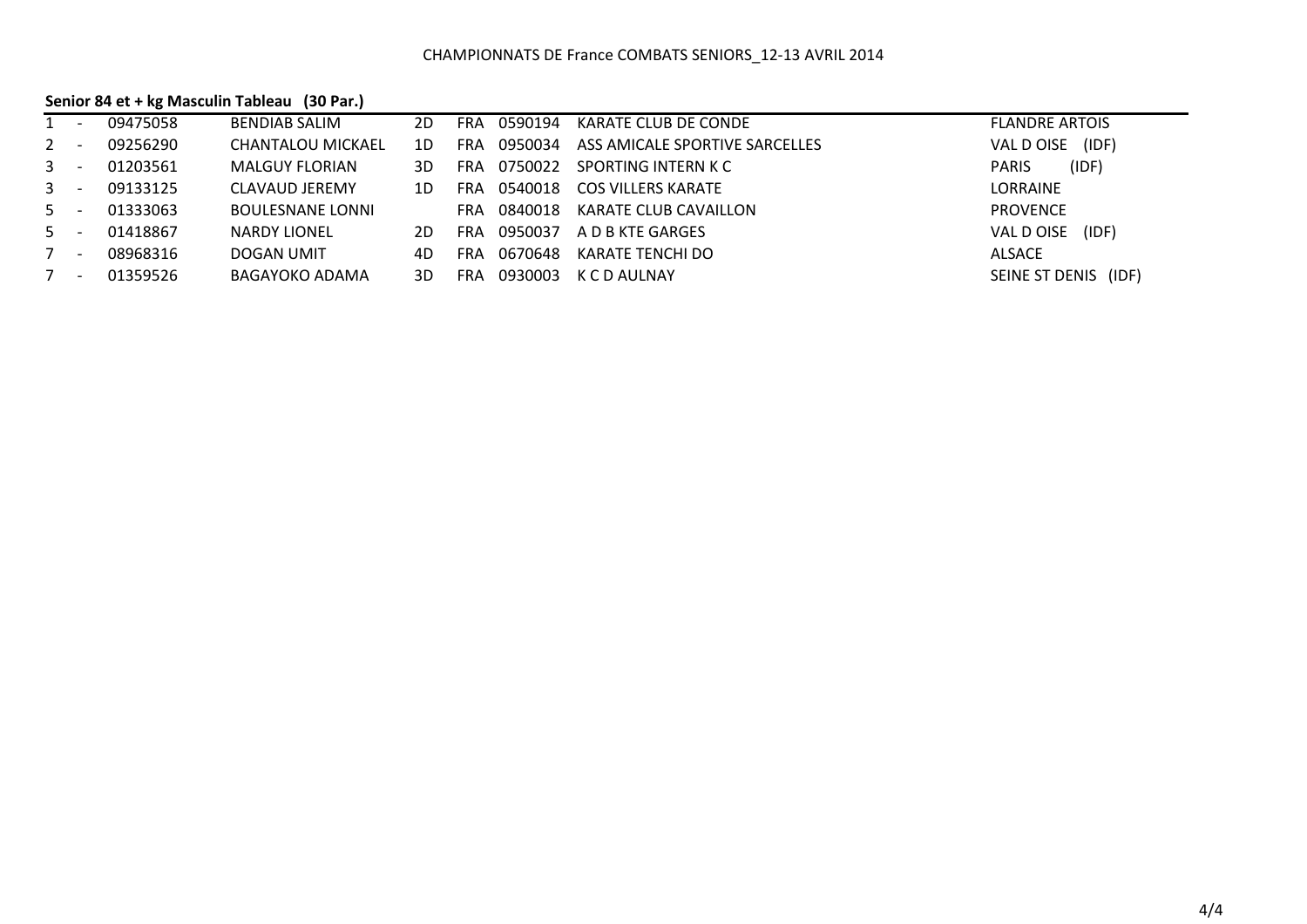CHAMPIONNATS DE France COMBATS SENIORS_12-13 AVRIL 2014

**Senior 84 et + kg Masculin Tableau (30 Par.)**

| | | | | | | | | |
|---|---|---|---|---|---|---|---|---|
| 1 | - | 09475058 | BENDIAB SALIM | 2D | FRA | 0590194 | KARATE CLUB DE CONDE | FLANDRE ARTOIS |
| 2 | - | 09256290 | CHANTALOU MICKAEL | 1D | FRA | 0950034 | ASS AMICALE SPORTIVE SARCELLES | VAL D OISE (IDF) |
| 3 | - | 01203561 | MALGUY FLORIAN | 3D | FRA | 0750022 | SPORTING INTERN K C | PARIS (IDF) |
| 3 | - | 09133125 | CLAVAUD JEREMY | 1D | FRA | 0540018 | COS VILLERS KARATE | LORRAINE |
| 5 | - | 01333063 | BOULESNANE LONNI | | FRA | 0840018 | KARATE CLUB CAVAILLON | PROVENCE |
| 5 | - | 01418867 | NARDY LIONEL | 2D | FRA | 0950037 | A D B KTE GARGES | VAL D OISE (IDF) |
| 7 | - | 08968316 | DOGAN UMIT | 4D | FRA | 0670648 | KARATE TENCHI DO | ALSACE |
| 7 | - | 01359526 | BAGAYOKO ADAMA | 3D | FRA | 0930003 | K C D AULNAY | SEINE ST DENIS (IDF) |